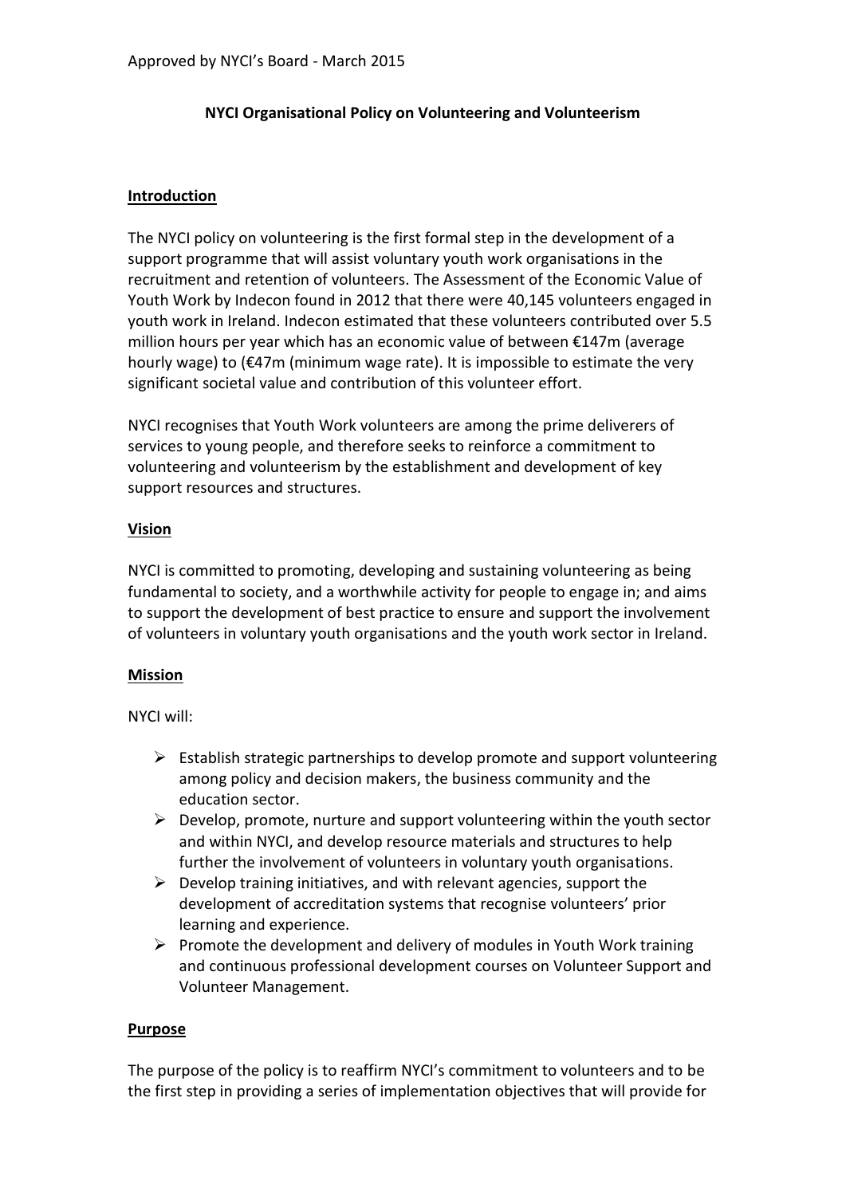Approved by NYCI's Board - March 2015

# NYCI Organisational Policy on Volunteering and Volunteerism

## Introduction

The NYCI policy on volunteering is the first formal step in the development of a support programme that will assist voluntary youth work organisations in the recruitment and retention of volunteers. The Assessment of the Economic Value of Youth Work by Indecon found in 2012 that there were 40,145 volunteers engaged in youth work in Ireland. Indecon estimated that these volunteers contributed over 5.5 million hours per year which has an economic value of between €147m (average hourly wage) to (€47m (minimum wage rate). It is impossible to estimate the very significant societal value and contribution of this volunteer effort.

NYCI recognises that Youth Work volunteers are among the prime deliverers of services to young people, and therefore seeks to reinforce a commitment to volunteering and volunteerism by the establishment and development of key support resources and structures.

## Vision

NYCI is committed to promoting, developing and sustaining volunteering as being fundamental to society, and a worthwhile activity for people to engage in; and aims to support the development of best practice to ensure and support the involvement of volunteers in voluntary youth organisations and the youth work sector in Ireland.

## Mission

NYCI will:

- Establish strategic partnerships to develop promote and support volunteering among policy and decision makers, the business community and the education sector.
- Develop, promote, nurture and support volunteering within the youth sector and within NYCI, and develop resource materials and structures to help further the involvement of volunteers in voluntary youth organisations.
- Develop training initiatives, and with relevant agencies, support the development of accreditation systems that recognise volunteers' prior learning and experience.
- Promote the development and delivery of modules in Youth Work training and continuous professional development courses on Volunteer Support and Volunteer Management.

## Purpose

The purpose of the policy is to reaffirm NYCI's commitment to volunteers and to be the first step in providing a series of implementation objectives that will provide for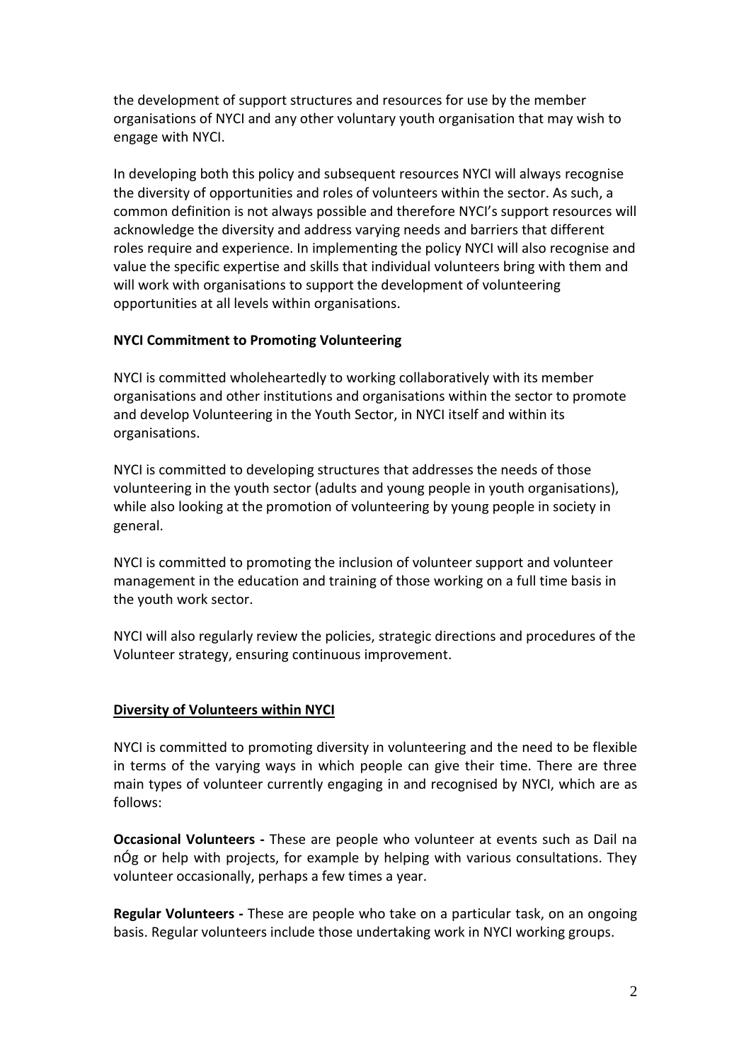the development of support structures and resources for use by the member organisations of NYCI and any other voluntary youth organisation that may wish to engage with NYCI.

In developing both this policy and subsequent resources NYCI will always recognise the diversity of opportunities and roles of volunteers within the sector. As such, a common definition is not always possible and therefore NYCI's support resources will acknowledge the diversity and address varying needs and barriers that different roles require and experience. In implementing the policy NYCI will also recognise and value the specific expertise and skills that individual volunteers bring with them and will work with organisations to support the development of volunteering opportunities at all levels within organisations.

**NYCI Commitment to Promoting Volunteering**

NYCI is committed wholeheartedly to working collaboratively with its member organisations and other institutions and organisations within the sector to promote and develop Volunteering in the Youth Sector, in NYCI itself and within its organisations.

NYCI is committed to developing structures that addresses the needs of those volunteering in the youth sector (adults and young people in youth organisations), while also looking at the promotion of volunteering by young people in society in general.

NYCI is committed to promoting the inclusion of volunteer support and volunteer management in the education and training of those working on a full time basis in the youth work sector.

NYCI will also regularly review the policies, strategic directions and procedures of the Volunteer strategy, ensuring continuous improvement.

## Diversity of Volunteers within NYCI

NYCI is committed to promoting diversity in volunteering and the need to be flexible in terms of the varying ways in which people can give their time. There are three main types of volunteer currently engaging in and recognised by NYCI, which are as follows:

**Occasional Volunteers -** These are people who volunteer at events such as Dail na nÓg or help with projects, for example by helping with various consultations. They volunteer occasionally, perhaps a few times a year.

**Regular Volunteers -** These are people who take on a particular task, on an ongoing basis. Regular volunteers include those undertaking work in NYCI working groups.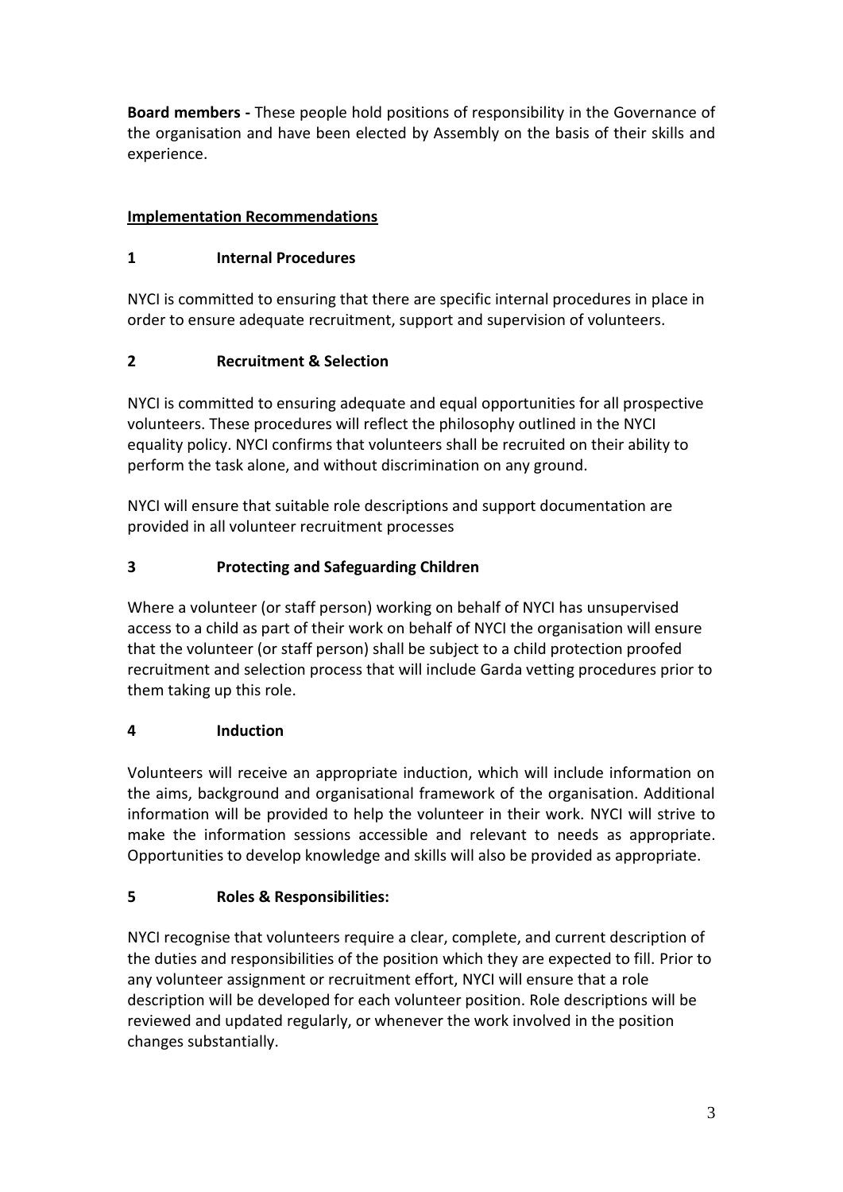**Board members -** These people hold positions of responsibility in the Governance of the organisation and have been elected by Assembly on the basis of their skills and experience.

## Implementation Recommendations

### 1 Internal Procedures

NYCI is committed to ensuring that there are specific internal procedures in place in order to ensure adequate recruitment, support and supervision of volunteers.

### 2 Recruitment & Selection

NYCI is committed to ensuring adequate and equal opportunities for all prospective volunteers. These procedures will reflect the philosophy outlined in the NYCI equality policy. NYCI confirms that volunteers shall be recruited on their ability to perform the task alone, and without discrimination on any ground.

NYCI will ensure that suitable role descriptions and support documentation are provided in all volunteer recruitment processes

### 3 Protecting and Safeguarding Children

Where a volunteer (or staff person) working on behalf of NYCI has unsupervised access to a child as part of their work on behalf of NYCI the organisation will ensure that the volunteer (or staff person) shall be subject to a child protection proofed recruitment and selection process that will include Garda vetting procedures prior to them taking up this role.

### 4 Induction

Volunteers will receive an appropriate induction, which will include information on the aims, background and organisational framework of the organisation. Additional information will be provided to help the volunteer in their work. NYCI will strive to make the information sessions accessible and relevant to needs as appropriate. Opportunities to develop knowledge and skills will also be provided as appropriate.

### 5 Roles & Responsibilities:

NYCI recognise that volunteers require a clear, complete, and current description of the duties and responsibilities of the position which they are expected to fill. Prior to any volunteer assignment or recruitment effort, NYCI will ensure that a role description will be developed for each volunteer position. Role descriptions will be reviewed and updated regularly, or whenever the work involved in the position changes substantially.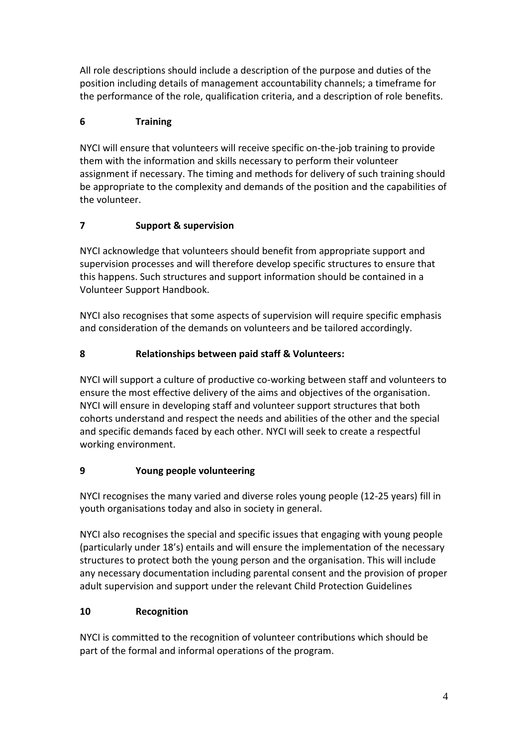All role descriptions should include a description of the purpose and duties of the position including details of management accountability channels; a timeframe for the performance of the role, qualification criteria, and a description of role benefits.

## 6 Training

NYCI will ensure that volunteers will receive specific on-the-job training to provide them with the information and skills necessary to perform their volunteer assignment if necessary. The timing and methods for delivery of such training should be appropriate to the complexity and demands of the position and the capabilities of the volunteer.

## 7 Support & supervision

NYCI acknowledge that volunteers should benefit from appropriate support and supervision processes and will therefore develop specific structures to ensure that this happens. Such structures and support information should be contained in a Volunteer Support Handbook.

NYCI also recognises that some aspects of supervision will require specific emphasis and consideration of the demands on volunteers and be tailored accordingly.

## 8 Relationships between paid staff & Volunteers:

NYCI will support a culture of productive co-working between staff and volunteers to ensure the most effective delivery of the aims and objectives of the organisation. NYCI will ensure in developing staff and volunteer support structures that both cohorts understand and respect the needs and abilities of the other and the special and specific demands faced by each other. NYCI will seek to create a respectful working environment.

## 9 Young people volunteering

NYCI recognises the many varied and diverse roles young people (12-25 years) fill in youth organisations today and also in society in general.

NYCI also recognises the special and specific issues that engaging with young people (particularly under 18's) entails and will ensure the implementation of the necessary structures to protect both the young person and the organisation. This will include any necessary documentation including parental consent and the provision of proper adult supervision and support under the relevant Child Protection Guidelines

## 10 Recognition

NYCI is committed to the recognition of volunteer contributions which should be part of the formal and informal operations of the program.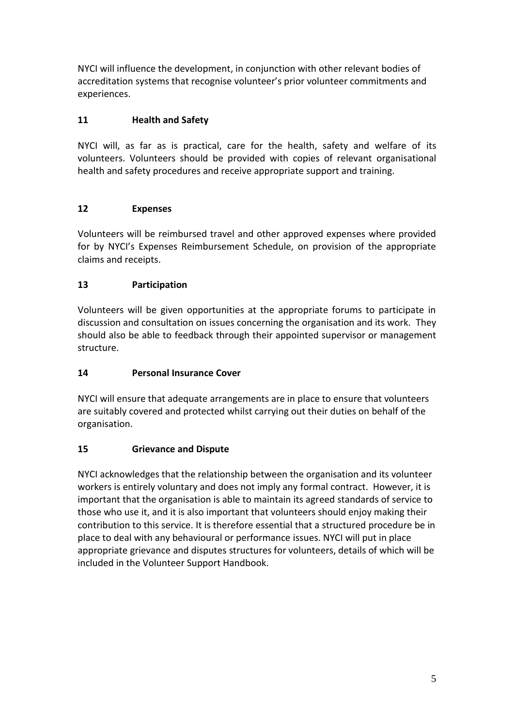NYCI will influence the development, in conjunction with other relevant bodies of accreditation systems that recognise volunteer's prior volunteer commitments and experiences.

## 11 Health and Safety

NYCI will, as far as is practical, care for the health, safety and welfare of its volunteers. Volunteers should be provided with copies of relevant organisational health and safety procedures and receive appropriate support and training.

## 12 Expenses

Volunteers will be reimbursed travel and other approved expenses where provided for by NYCI's Expenses Reimbursement Schedule, on provision of the appropriate claims and receipts.

## 13 Participation

Volunteers will be given opportunities at the appropriate forums to participate in discussion and consultation on issues concerning the organisation and its work. They should also be able to feedback through their appointed supervisor or management structure.

## 14 Personal Insurance Cover

NYCI will ensure that adequate arrangements are in place to ensure that volunteers are suitably covered and protected whilst carrying out their duties on behalf of the organisation.

## 15 Grievance and Dispute

NYCI acknowledges that the relationship between the organisation and its volunteer workers is entirely voluntary and does not imply any formal contract. However, it is important that the organisation is able to maintain its agreed standards of service to those who use it, and it is also important that volunteers should enjoy making their contribution to this service. It is therefore essential that a structured procedure be in place to deal with any behavioural or performance issues. NYCI will put in place appropriate grievance and disputes structures for volunteers, details of which will be included in the Volunteer Support Handbook.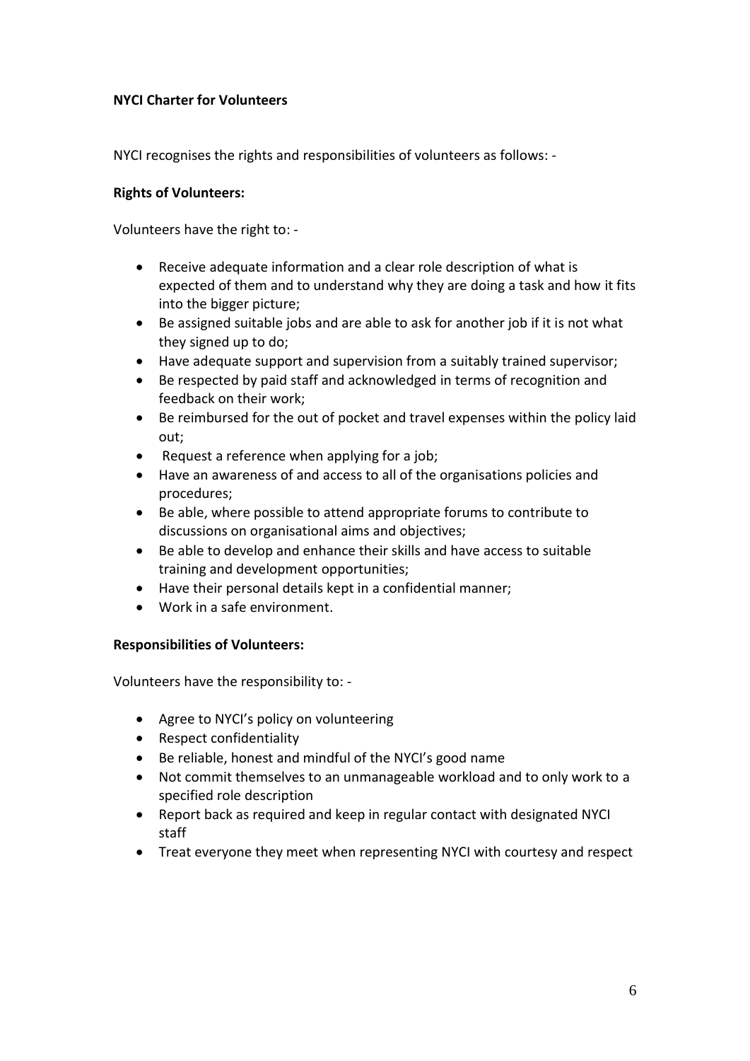**NYCI Charter for Volunteers**

NYCI recognises the rights and responsibilities of volunteers as follows: -

**Rights of Volunteers:**

Volunteers have the right to: -

- Receive adequate information and a clear role description of what is expected of them and to understand why they are doing a task and how it fits into the bigger picture;
- Be assigned suitable jobs and are able to ask for another job if it is not what they signed up to do;
- Have adequate support and supervision from a suitably trained supervisor;
- Be respected by paid staff and acknowledged in terms of recognition and feedback on their work;
- Be reimbursed for the out of pocket and travel expenses within the policy laid out;
- Request a reference when applying for a job;
- Have an awareness of and access to all of the organisations policies and procedures;
- Be able, where possible to attend appropriate forums to contribute to discussions on organisational aims and objectives;
- Be able to develop and enhance their skills and have access to suitable training and development opportunities;
- Have their personal details kept in a confidential manner;
- Work in a safe environment.

**Responsibilities of Volunteers:**

Volunteers have the responsibility to: -

- Agree to NYCI's policy on volunteering
- Respect confidentiality
- Be reliable, honest and mindful of the NYCI's good name
- Not commit themselves to an unmanageable workload and to only work to a specified role description
- Report back as required and keep in regular contact with designated NYCI staff
- Treat everyone they meet when representing NYCI with courtesy and respect